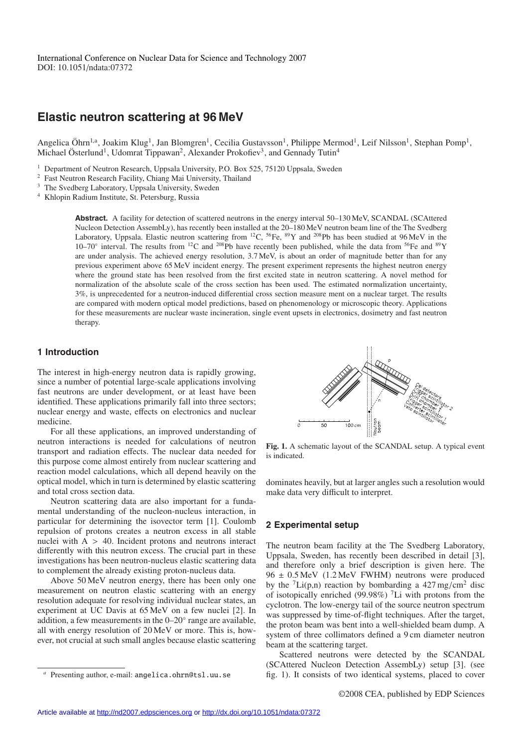International Conference on Nuclear Data for Science and Technology 2007
DOI: 10.1051/ndata:07372

# Elastic neutron scattering at 96 MeV

Angelica Öhrn[1,a], Joakim Klug[1], Jan Blomgren[1], Cecilia Gustavsson[1], Philippe Mermod[1], Leif Nilsson[1], Stephan Pomp[1], Michael Österlund[1], Udomrat Tippawan[2], Alexander Prokofiev[3], and Gennady Tutin[4]

[1] Department of Neutron Research, Uppsala University, P.O. Box 525, 75120 Uppsala, Sweden
[2] Fast Neutron Research Facility, Chiang Mai University, Thailand
[3] The Svedberg Laboratory, Uppsala University, Sweden
[4] Khlopin Radium Institute, St. Petersburg, Russia

**Abstract.** A facility for detection of scattered neutrons in the energy interval 50–130 MeV, SCANDAL (SCAttered Nucleon Detection AssemBLy), has recently been installed at the 20–180 MeV neutron beam line of the The Svedberg Laboratory, Uppsala. Elastic neutron scattering from $^{12}C$, $^{56}Fe$, $^{89}Y$ and $^{208}Pb$ has been studied at 96 MeV in the 10–70° interval. The results from $^{12}C$ and $^{208}Pb$ have recently been published, while the data from $^{56}Fe$ and $^{89}Y$ are under analysis. The achieved energy resolution, 3.7 MeV, is about an order of magnitude better than for any previous experiment above 65 MeV incident energy. The present experiment represents the highest neutron energy where the ground state has been resolved from the first excited state in neutron scattering. A novel method for normalization of the absolute scale of the cross section has been used. The estimated normalization uncertainty, 3%, is unprecedented for a neutron-induced differential cross section measure ment on a nuclear target. The results are compared with modern optical model predictions, based on phenomenology or microscopic theory. Applications for these measurements are nuclear waste incineration, single event upsets in electronics, dosimetry and fast neutron therapy.

## 1 Introduction

The interest in high-energy neutron data is rapidly growing, since a number of potential large-scale applications involving fast neutrons are under development, or at least have been identified. These applications primarily fall into three sectors; nuclear energy and waste, effects on electronics and nuclear medicine.

For all these applications, an improved understanding of neutron interactions is needed for calculations of neutron transport and radiation effects. The nuclear data needed for this purpose come almost entirely from nuclear scattering and reaction model calculations, which all depend heavily on the optical model, which in turn is determined by elastic scattering and total cross section data.

Neutron scattering data are also important for a fundamental understanding of the nucleon-nucleus interaction, in particular for determining the isovector term [1]. Coulomb repulsion of protons creates a neutron excess in all stable nuclei with $A > 40$. Incident protons and neutrons interact differently with this neutron excess. The crucial part in these investigations has been neutron-nucleus elastic scattering data to complement the already existing proton-nucleus data.

Above 50 MeV neutron energy, there has been only one measurement on neutron elastic scattering with an energy resolution adequate for resolving individual nuclear states, an experiment at UC Davis at 65 MeV on a few nuclei [2]. In addition, a few measurements in the 0–20° range are available, all with energy resolution of 20 MeV or more. This is, however, not crucial at such small angles because elastic scattering dominates heavily, but at larger angles such a resolution would make data very difficult to interpret.

**Fig. 1.** A schematic layout of the SCANDAL setup. A typical event is indicated.

## 2 Experimental setup

The neutron beam facility at the The Svedberg Laboratory, Uppsala, Sweden, has recently been described in detail [3], and therefore only a brief description is given here. The $96 \pm 0.5$ MeV (1.2 MeV FWHM) neutrons were produced by the $^{7}Li(p,n)$ reaction by bombarding a 427 mg/cm$^2$ disc of isotopically enriched (99.98%) $^{7}Li$ with protons from the cyclotron. The low-energy tail of the source neutron spectrum was suppressed by time-of-flight techniques. After the target, the proton beam was bent into a well-shielded beam dump. A system of three collimators defined a 9 cm diameter neutron beam at the scattering target.

Scattered neutrons were detected by the SCANDAL (SCAttered Nucleon Detection AssemBLy) setup [3]. (see fig. 1). It consists of two identical systems, placed to cover

[a] Presenting author, e-mail: angelica.ohrn@tsl.uu.se

©2008 CEA, published by EDP Sciences

Article available at http://nd2007.edpsciences.org or http://dx.doi.org/10.1051/ndata:07372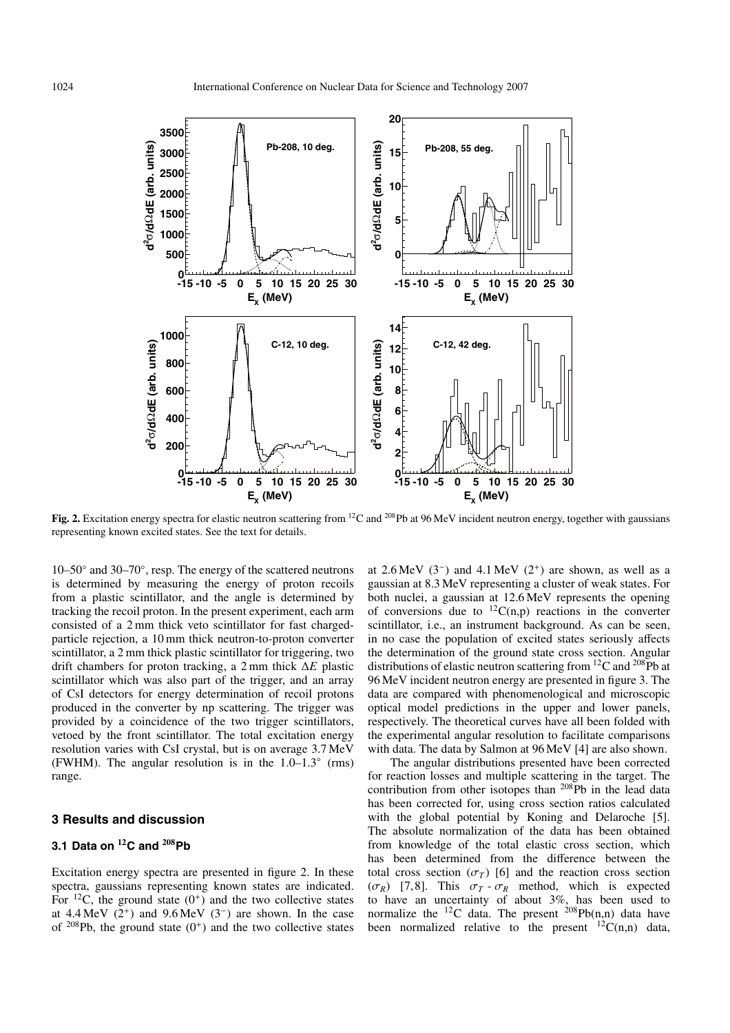**Fig. 2.** Excitation energy spectra for elastic neutron scattering from $^{12}$C and $^{208}$Pb at 96 MeV incident neutron energy, together with gaussians representing known excited states. See the text for details.

10–50° and 30–70°, resp. The energy of the scattered neutrons is determined by measuring the energy of proton recoils from a plastic scintillator, and the angle is determined by tracking the recoil proton. In the present experiment, each arm consisted of a 2 mm thick veto scintillator for fast charged-particle rejection, a 10 mm thick neutron-to-proton converter scintillator, a 2 mm thick plastic scintillator for triggering, two drift chambers for proton tracking, a 2 mm thick $\Delta E$ plastic scintillator which was also part of the trigger, and an array of CsI detectors for energy determination of recoil protons produced in the converter by np scattering. The trigger was provided by a coincidence of the two trigger scintillators, vetoed by the front scintillator. The total excitation energy resolution varies with CsI crystal, but is on average 3.7 MeV (FWHM). The angular resolution is in the 1.0–1.3° (rms) range.

## 3 Results and discussion

### 3.1 Data on $^{12}$C and $^{208}$Pb

Excitation energy spectra are presented in figure 2. In these spectra, gaussians representing known states are indicated. For $^{12}$C, the ground state ($0^+$) and the two collective states at 4.4 MeV ($2^+$) and 9.6 MeV ($3^-$) are shown. In the case of $^{208}$Pb, the ground state ($0^+$) and the two collective states at 2.6 MeV ($3^-$) and 4.1 MeV ($2^+$) are shown, as well as a gaussian at 8.3 MeV representing a cluster of weak states. For both nuclei, a gaussian at 12.6 MeV represents the opening of conversions due to $^{12}$C(n,p) reactions in the converter scintillator, i.e., an instrument background. As can be seen, in no case the population of excited states seriously affects the determination of the ground state cross section. Angular distributions of elastic neutron scattering from $^{12}$C and $^{208}$Pb at 96 MeV incident neutron energy are presented in figure 3. The data are compared with phenomenological and microscopic optical model predictions in the upper and lower panels, respectively. The theoretical curves have all been folded with the experimental angular resolution to facilitate comparisons with data. The data by Salmon at 96 MeV [4] are also shown.

The angular distributions presented have been corrected for reaction losses and multiple scattering in the target. The contribution from other isotopes than $^{208}$Pb in the lead data has been corrected for, using cross section ratios calculated with the global potential by Koning and Delaroche [5]. The absolute normalization of the data has been obtained from knowledge of the total elastic cross section, which has been determined from the difference between the total cross section ($\sigma_T$) [6] and the reaction cross section ($\sigma_R$) [7,8]. This $\sigma_T$ - $\sigma_R$ method, which is expected to have an uncertainty of about 3%, has been used to normalize the $^{12}$C data. The present $^{208}$Pb(n,n) data have been normalized relative to the present $^{12}$C(n,n) data,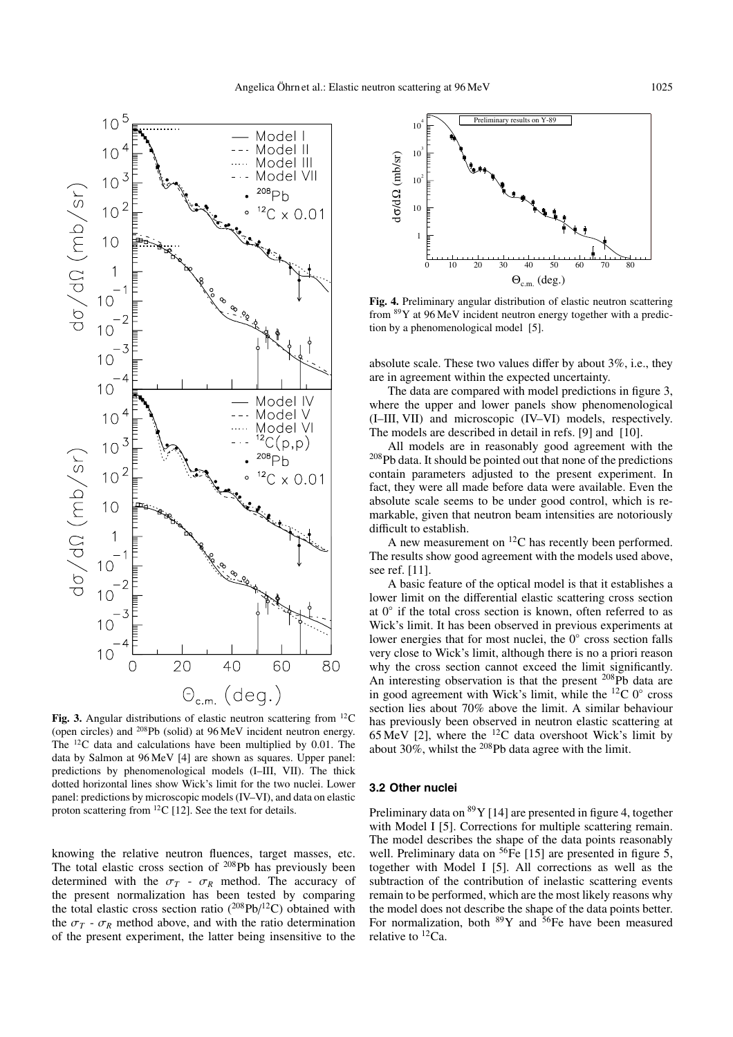**Fig. 3.** Angular distributions of elastic neutron scattering from $^{12}$C (open circles) and $^{208}$Pb (solid) at 96 MeV incident neutron energy. The $^{12}$C data and calculations have been multiplied by 0.01. The data by Salmon at 96 MeV [4] are shown as squares. Upper panel: predictions by phenomenological models (I–III, VII). The thick dotted horizontal lines show Wick's limit for the two nuclei. Lower panel: predictions by microscopic models (IV–VI), and data on elastic proton scattering from $^{12}$C [12]. See the text for details.

knowing the relative neutron fluences, target masses, etc. The total elastic cross section of $^{208}$Pb has previously been determined with the $\sigma_T$ - $\sigma_R$ method. The accuracy of the present normalization has been tested by comparing the total elastic cross section ratio ($^{208}$Pb/$^{12}$C) obtained with the $\sigma_T$ - $\sigma_R$ method above, and with the ratio determination of the present experiment, the latter being insensitive to the absolute scale. These two values differ by about 3%, i.e., they are in agreement within the expected uncertainty.

**Fig. 4.** Preliminary angular distribution of elastic neutron scattering from $^{89}$Y at 96 MeV incident neutron energy together with a prediction by a phenomenological model [5].

The data are compared with model predictions in figure 3, where the upper and lower panels show phenomenological (I–III, VII) and microscopic (IV–VI) models, respectively. The models are described in detail in refs. [9] and [10].

All models are in reasonably good agreement with the $^{208}$Pb data. It should be pointed out that none of the predictions contain parameters adjusted to the present experiment. In fact, they were all made before data were available. Even the absolute scale seems to be under good control, which is remarkable, given that neutron beam intensities are notoriously difficult to establish.

A new measurement on $^{12}$C has recently been performed. The results show good agreement with the models used above, see ref. [11].

A basic feature of the optical model is that it establishes a lower limit on the differential elastic scattering cross section at 0° if the total cross section is known, often referred to as Wick's limit. It has been observed in previous experiments at lower energies that for most nuclei, the 0° cross section falls very close to Wick's limit, although there is no a priori reason why the cross section cannot exceed the limit significantly. An interesting observation is that the present $^{208}$Pb data are in good agreement with Wick's limit, while the $^{12}$C 0° cross section lies about 70% above the limit. A similar behaviour has previously been observed in neutron elastic scattering at 65 MeV [2], where the $^{12}$C data overshoot Wick's limit by about 30%, whilst the $^{208}$Pb data agree with the limit.

### 3.2 Other nuclei

Preliminary data on $^{89}$Y [14] are presented in figure 4, together with Model I [5]. Corrections for multiple scattering remain. The model describes the shape of the data points reasonably well. Preliminary data on $^{56}$Fe [15] are presented in figure 5, together with Model I [5]. All corrections as well as the subtraction of the contribution of inelastic scattering events remain to be performed, which are the most likely reasons why the model does not describe the shape of the data points better. For normalization, both $^{89}$Y and $^{56}$Fe have been measured relative to $^{12}$Ca.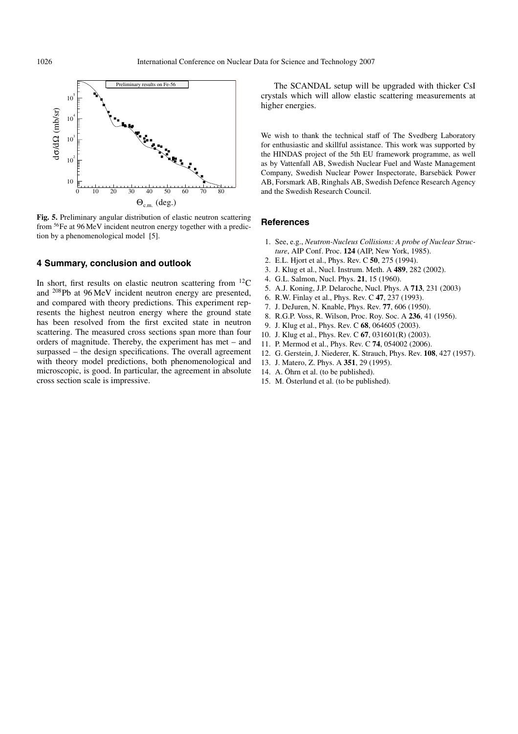Preliminary results on Fe-56

$d\sigma/d\Omega$ (mb/sr)

$10^5$

$10^4$

$10^3$

$10^2$

10

0 10 20 30 40 50 60 70 80

$\Theta_{c.m.}$ (deg.)

**Fig. 5.** Preliminary angular distribution of elastic neutron scattering from $^{56}Fe$ at 96 MeV incident neutron energy together with a prediction by a phenomenological model [5].

## 4 Summary, conclusion and outlook

In short, first results on elastic neutron scattering from $^{12}C$ and $^{208}Pb$ at 96 MeV incident neutron energy are presented, and compared with theory predictions. This experiment represents the highest neutron energy where the ground state has been resolved from the first excited state in neutron scattering. The measured cross sections span more than four orders of magnitude. Thereby, the experiment has met – and surpassed – the design specifications. The overall agreement with theory model predictions, both phenomenological and microscopic, is good. In particular, the agreement in absolute cross section scale is impressive.

The SCANDAL setup will be upgraded with thicker CsI crystals which will allow elastic scattering measurements at higher energies.

We wish to thank the technical staff of The Svedberg Laboratory for enthusiastic and skillful assistance. This work was supported by the HINDAS project of the 5th EU framework programme, as well as by Vattenfall AB, Swedish Nuclear Fuel and Waste Management Company, Swedish Nuclear Power Inspectorate, Barsebäck Power AB, Forsmark AB, Ringhals AB, Swedish Defence Research Agency and the Swedish Research Council.

## References

1. See, e.g., *Neutron-Nucleus Collisions: A probe of Nuclear Structure*, AIP Conf. Proc. **124** (AIP, New York, 1985).
2. E.L. Hjort et al., Phys. Rev. C **50**, 275 (1994).
3. J. Klug et al., Nucl. Instrum. Meth. A **489**, 282 (2002).
4. G.L. Salmon, Nucl. Phys. **21**, 15 (1960).
5. A.J. Koning, J.P. Delaroche, Nucl. Phys. A **713**, 231 (2003)
6. R.W. Finlay et al., Phys. Rev. C **47**, 237 (1993).
7. J. DeJuren, N. Knable, Phys. Rev. **77**, 606 (1950).
8. R.G.P. Voss, R. Wilson, Proc. Roy. Soc. A **236**, 41 (1956).
9. J. Klug et al., Phys. Rev. C **68**, 064605 (2003).
10. J. Klug et al., Phys. Rev. C **67**, 031601(R) (2003).
11. P. Mermod et al., Phys. Rev. C **74**, 054002 (2006).
12. G. Gerstein, J. Niederer, K. Strauch, Phys. Rev. **108**, 427 (1957).
13. J. Matero, Z. Phys. A **351**, 29 (1995).
14. A. Öhrn et al. (to be published).
15. M. Österlund et al. (to be published).